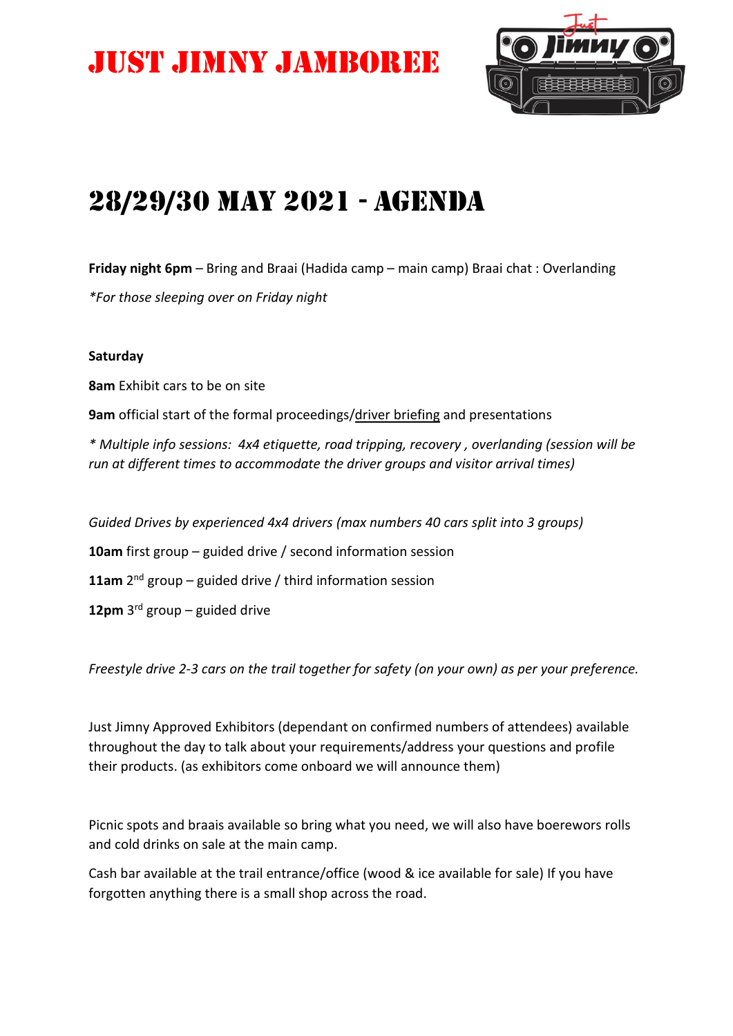# Just Jimny Jamboree

## 28/29/30 May 2021 - Agenda

**Friday night 6pm** – Bring and Braai (Hadida camp – main camp) Braai chat : Overlanding

*\*For those sleeping over on Friday night*

**Saturday**

**8am** Exhibit cars to be on site

**9am** official start of the formal proceedings/driver briefing and presentations

*\* Multiple info sessions: 4x4 etiquette, road tripping, recovery , overlanding (session will be run at different times to accommodate the driver groups and visitor arrival times)*

*Guided Drives by experienced 4x4 drivers (max numbers 40 cars split into 3 groups)*

**10am** first group – guided drive / second information session

**11am** 2nd group – guided drive / third information session

**12pm** 3rd group – guided drive

*Freestyle drive 2-3 cars on the trail together for safety (on your own) as per your preference.*

Just Jimny Approved Exhibitors (dependant on confirmed numbers of attendees) available throughout the day to talk about your requirements/address your questions and profile their products. (as exhibitors come onboard we will announce them)

Picnic spots and braais available so bring what you need, we will also have boerewors rolls and cold drinks on sale at the main camp.

Cash bar available at the trail entrance/office (wood & ice available for sale) If you have forgotten anything there is a small shop across the road.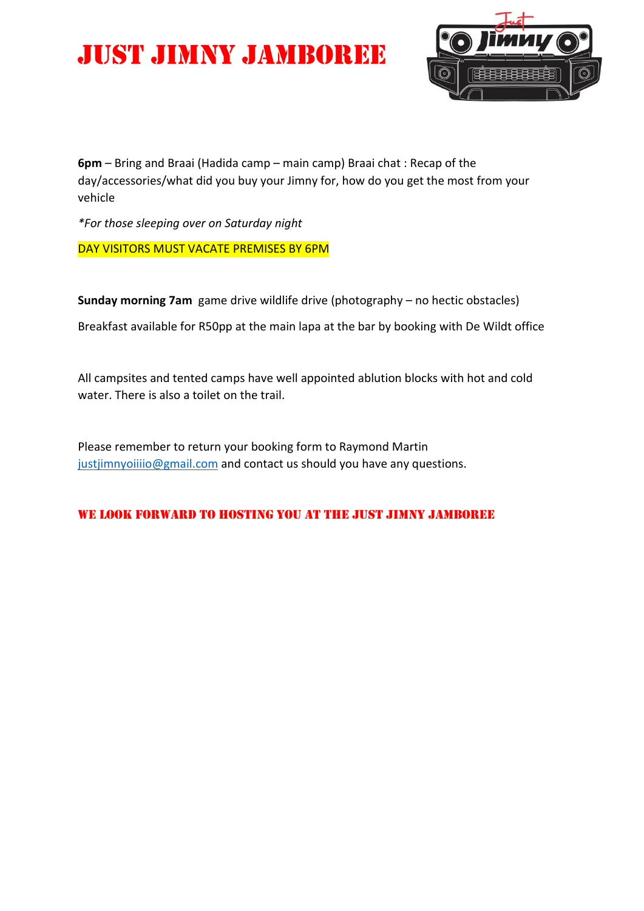# JUST JIMNY JAMBOREE

**6pm** – Bring and Braai (Hadida camp – main camp) Braai chat : Recap of the day/accessories/what did you buy your Jimny for, how do you get the most from your vehicle

*\*For those sleeping over on Saturday night*

DAY VISITORS MUST VACATE PREMISES BY 6PM

**Sunday morning 7am** game drive wildlife drive (photography – no hectic obstacles)

Breakfast available for R50pp at the main lapa at the bar by booking with De Wildt office

All campsites and tented camps have well appointed ablution blocks with hot and cold water. There is also a toilet on the trail.

Please remember to return your booking form to Raymond Martin justjimnyoiiiio@gmail.com and contact us should you have any questions.

**WE LOOK FORWARD TO HOSTING YOU AT THE JUST JIMNY JAMBOREE**